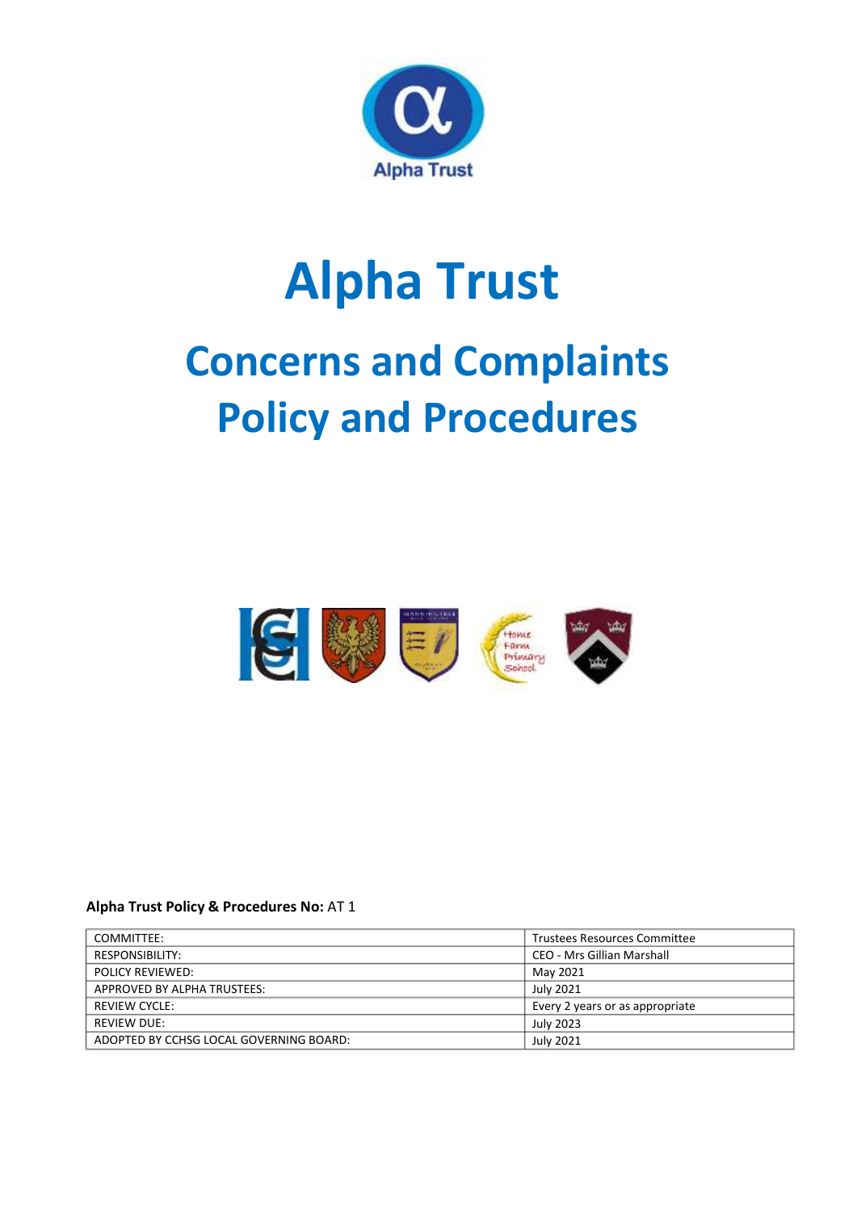Alpha Trust

# Alpha Trust

## Concerns and Complaints Policy and Procedures

**Alpha Trust Policy & Procedures No:** AT 1

| | |
|---|---|
| COMMITTEE: | Trustees Resources Committee |
| RESPONSIBILITY: | CEO - Mrs Gillian Marshall |
| POLICY REVIEWED: | May 2021 |
| APPROVED BY ALPHA TRUSTEES: | July 2021 |
| REVIEW CYCLE: | Every 2 years or as appropriate |
| REVIEW DUE: | July 2023 |
| ADOPTED BY CCHSG LOCAL GOVERNING BOARD: | July 2021 |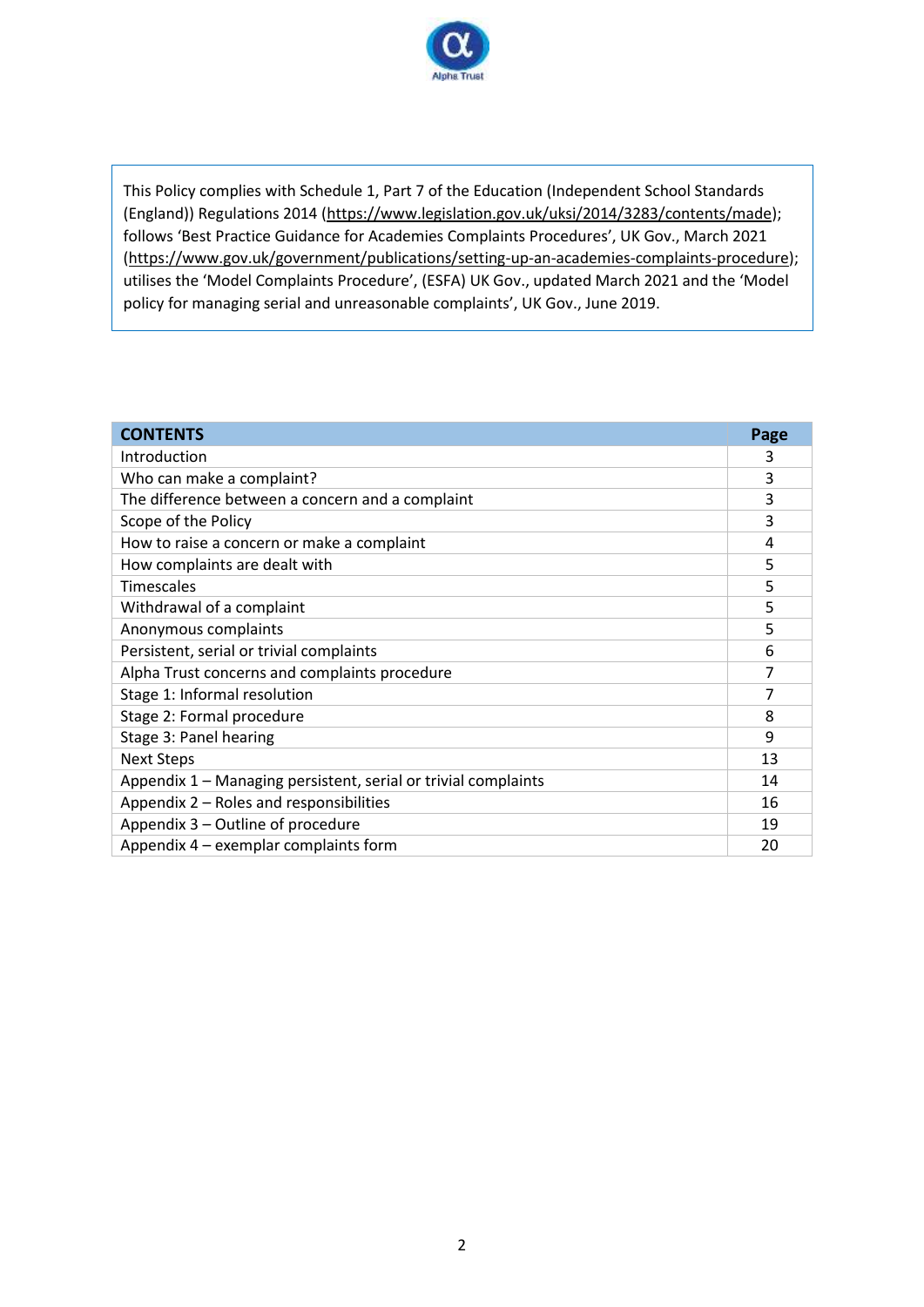This Policy complies with Schedule 1, Part 7 of the Education (Independent School Standards (England)) Regulations 2014 (https://www.legislation.gov.uk/uksi/2014/3283/contents/made); follows 'Best Practice Guidance for Academies Complaints Procedures', UK Gov., March 2021 (https://www.gov.uk/government/publications/setting-up-an-academies-complaints-procedure); utilises the 'Model Complaints Procedure', (ESFA) UK Gov., updated March 2021 and the 'Model policy for managing serial and unreasonable complaints', UK Gov., June 2019.

| **CONTENTS** | **Page** |
|---|---|
| Introduction | 3 |
| Who can make a complaint? | 3 |
| The difference between a concern and a complaint | 3 |
| Scope of the Policy | 3 |
| How to raise a concern or make a complaint | 4 |
| How complaints are dealt with | 5 |
| Timescales | 5 |
| Withdrawal of a complaint | 5 |
| Anonymous complaints | 5 |
| Persistent, serial or trivial complaints | 6 |
| Alpha Trust concerns and complaints procedure | 7 |
| Stage 1: Informal resolution | 7 |
| Stage 2: Formal procedure | 8 |
| Stage 3: Panel hearing | 9 |
| Next Steps | 13 |
| Appendix 1 – Managing persistent, serial or trivial complaints | 14 |
| Appendix 2 – Roles and responsibilities | 16 |
| Appendix 3 – Outline of procedure | 19 |
| Appendix 4 – exemplar complaints form | 20 |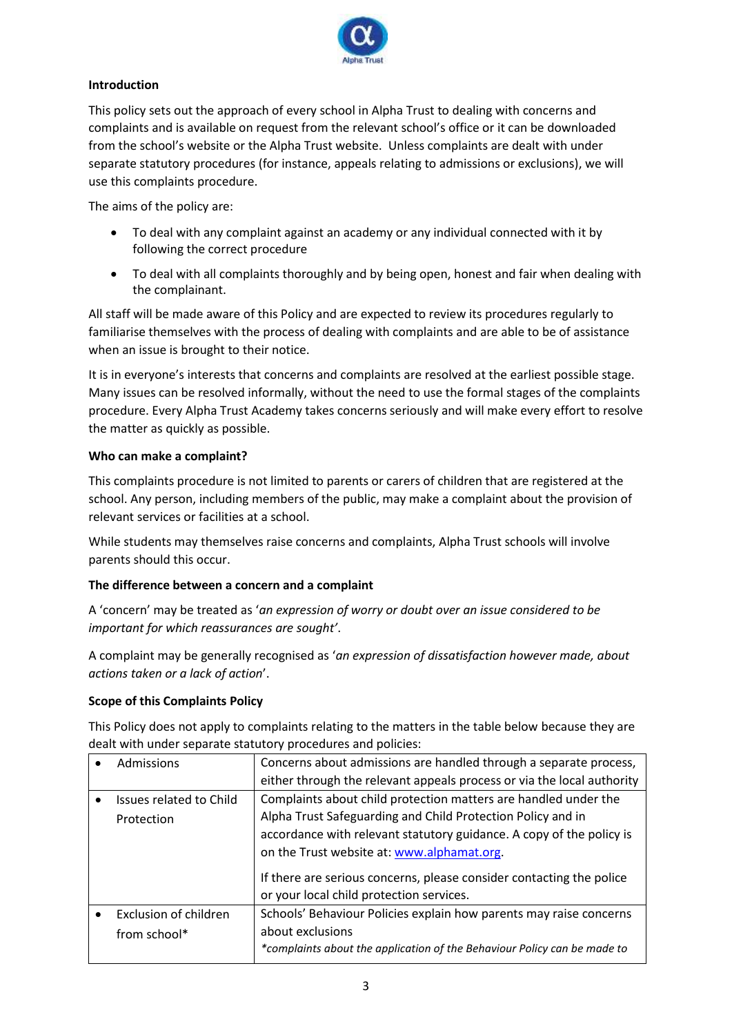**Introduction**

This policy sets out the approach of every school in Alpha Trust to dealing with concerns and complaints and is available on request from the relevant school's office or it can be downloaded from the school's website or the Alpha Trust website. Unless complaints are dealt with under separate statutory procedures (for instance, appeals relating to admissions or exclusions), we will use this complaints procedure.

The aims of the policy are:

- To deal with any complaint against an academy or any individual connected with it by following the correct procedure
- To deal with all complaints thoroughly and by being open, honest and fair when dealing with the complainant.

All staff will be made aware of this Policy and are expected to review its procedures regularly to familiarise themselves with the process of dealing with complaints and are able to be of assistance when an issue is brought to their notice.

It is in everyone's interests that concerns and complaints are resolved at the earliest possible stage. Many issues can be resolved informally, without the need to use the formal stages of the complaints procedure. Every Alpha Trust Academy takes concerns seriously and will make every effort to resolve the matter as quickly as possible.

**Who can make a complaint?**

This complaints procedure is not limited to parents or carers of children that are registered at the school. Any person, including members of the public, may make a complaint about the provision of relevant services or facilities at a school.

While students may themselves raise concerns and complaints, Alpha Trust schools will involve parents should this occur.

**The difference between a concern and a complaint**

A 'concern' may be treated as '*an expression of worry or doubt over an issue considered to be important for which reassurances are sought'*.

A complaint may be generally recognised as '*an expression of dissatisfaction however made, about actions taken or a lack of action*'.

**Scope of this Complaints Policy**

This Policy does not apply to complaints relating to the matters in the table below because they are dealt with under separate statutory procedures and policies:

| | |
|---|---|
| • Admissions | Concerns about admissions are handled through a separate process, either through the relevant appeals process or via the local authority |
| • Issues related to Child Protection | Complaints about child protection matters are handled under the Alpha Trust Safeguarding and Child Protection Policy and in accordance with relevant statutory guidance. A copy of the policy is on the Trust website at: [www.alphamat.org](http://www.alphamat.org). <br><br> If there are serious concerns, please consider contacting the police or your local child protection services. |
| • Exclusion of children from school* | Schools' Behaviour Policies explain how parents may raise concerns about exclusions <br> *\*complaints about the application of the Behaviour Policy can be made to* |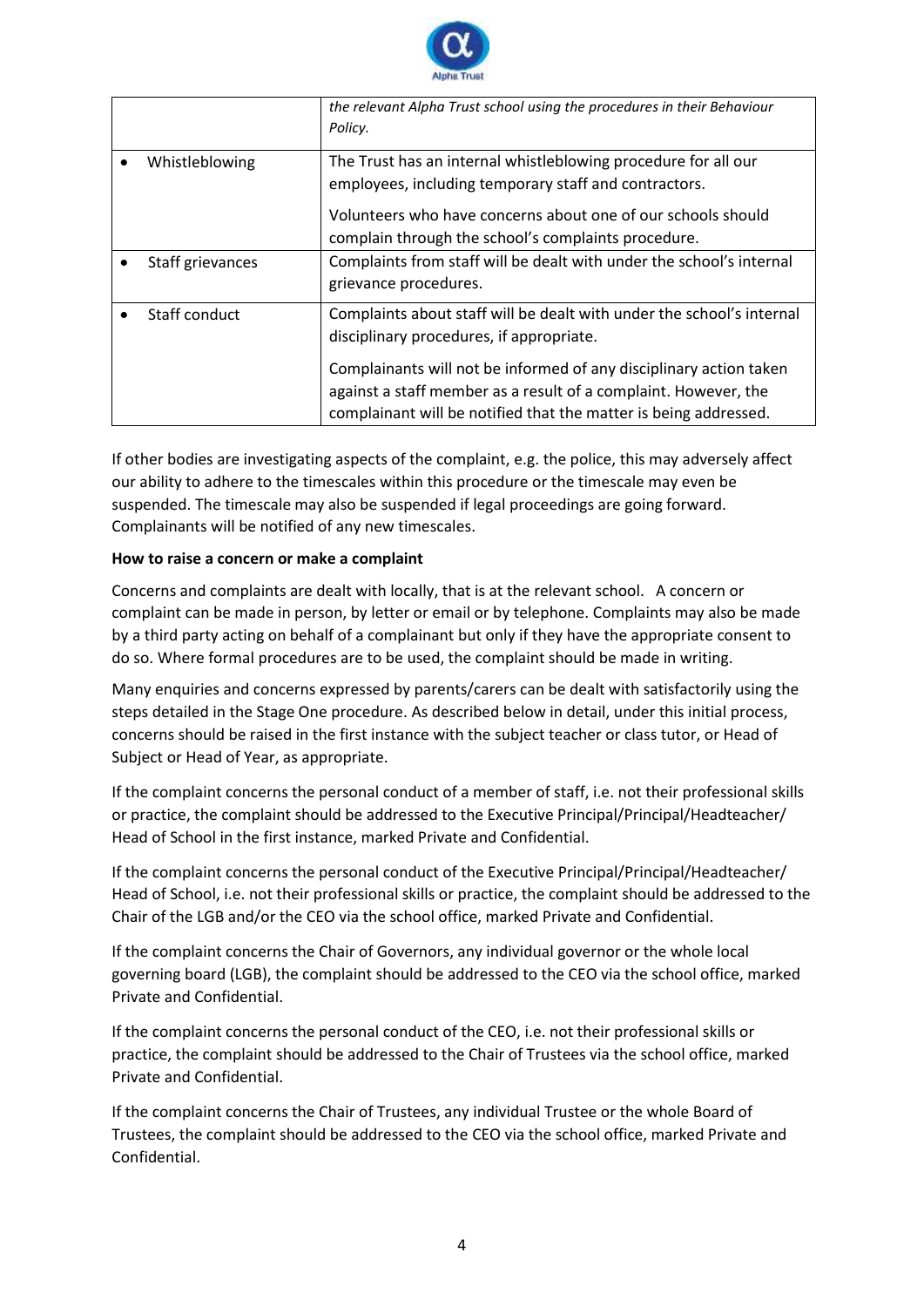| | |
|---|---|
| | *the relevant Alpha Trust school using the procedures in their Behaviour Policy.* |
| • Whistleblowing | The Trust has an internal whistleblowing procedure for all our employees, including temporary staff and contractors.<br><br>Volunteers who have concerns about one of our schools should complain through the school's complaints procedure. |
| • Staff grievances | Complaints from staff will be dealt with under the school's internal grievance procedures. |
| • Staff conduct | Complaints about staff will be dealt with under the school's internal disciplinary procedures, if appropriate.<br><br>Complainants will not be informed of any disciplinary action taken against a staff member as a result of a complaint. However, the complainant will be notified that the matter is being addressed. |

If other bodies are investigating aspects of the complaint, e.g. the police, this may adversely affect our ability to adhere to the timescales within this procedure or the timescale may even be suspended. The timescale may also be suspended if legal proceedings are going forward. Complainants will be notified of any new timescales.

**How to raise a concern or make a complaint**

Concerns and complaints are dealt with locally, that is at the relevant school. A concern or complaint can be made in person, by letter or email or by telephone. Complaints may also be made by a third party acting on behalf of a complainant but only if they have the appropriate consent to do so. Where formal procedures are to be used, the complaint should be made in writing.

Many enquiries and concerns expressed by parents/carers can be dealt with satisfactorily using the steps detailed in the Stage One procedure. As described below in detail, under this initial process, concerns should be raised in the first instance with the subject teacher or class tutor, or Head of Subject or Head of Year, as appropriate.

If the complaint concerns the personal conduct of a member of staff, i.e. not their professional skills or practice, the complaint should be addressed to the Executive Principal/Principal/Headteacher/ Head of School in the first instance, marked Private and Confidential.

If the complaint concerns the personal conduct of the Executive Principal/Principal/Headteacher/ Head of School, i.e. not their professional skills or practice, the complaint should be addressed to the Chair of the LGB and/or the CEO via the school office, marked Private and Confidential.

If the complaint concerns the Chair of Governors, any individual governor or the whole local governing board (LGB), the complaint should be addressed to the CEO via the school office, marked Private and Confidential.

If the complaint concerns the personal conduct of the CEO, i.e. not their professional skills or practice, the complaint should be addressed to the Chair of Trustees via the school office, marked Private and Confidential.

If the complaint concerns the Chair of Trustees, any individual Trustee or the whole Board of Trustees, the complaint should be addressed to the CEO via the school office, marked Private and Confidential.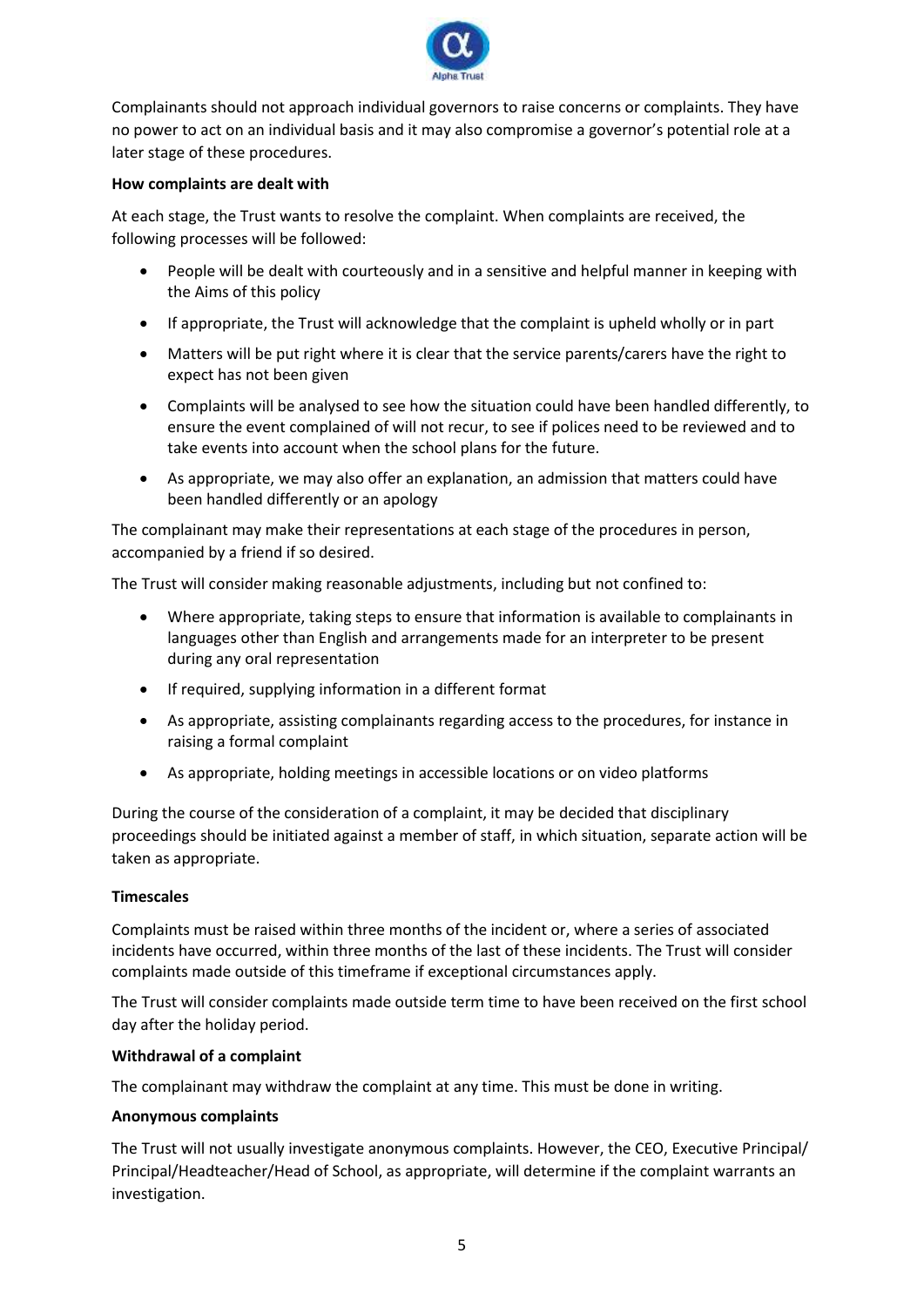Complainants should not approach individual governors to raise concerns or complaints. They have no power to act on an individual basis and it may also compromise a governor's potential role at a later stage of these procedures.

**How complaints are dealt with**

At each stage, the Trust wants to resolve the complaint. When complaints are received, the following processes will be followed:

- People will be dealt with courteously and in a sensitive and helpful manner in keeping with the Aims of this policy
- If appropriate, the Trust will acknowledge that the complaint is upheld wholly or in part
- Matters will be put right where it is clear that the service parents/carers have the right to expect has not been given
- Complaints will be analysed to see how the situation could have been handled differently, to ensure the event complained of will not recur, to see if polices need to be reviewed and to take events into account when the school plans for the future.
- As appropriate, we may also offer an explanation, an admission that matters could have been handled differently or an apology

The complainant may make their representations at each stage of the procedures in person, accompanied by a friend if so desired.

The Trust will consider making reasonable adjustments, including but not confined to:

- Where appropriate, taking steps to ensure that information is available to complainants in languages other than English and arrangements made for an interpreter to be present during any oral representation
- If required, supplying information in a different format
- As appropriate, assisting complainants regarding access to the procedures, for instance in raising a formal complaint
- As appropriate, holding meetings in accessible locations or on video platforms

During the course of the consideration of a complaint, it may be decided that disciplinary proceedings should be initiated against a member of staff, in which situation, separate action will be taken as appropriate.

**Timescales**

Complaints must be raised within three months of the incident or, where a series of associated incidents have occurred, within three months of the last of these incidents. The Trust will consider complaints made outside of this timeframe if exceptional circumstances apply.

The Trust will consider complaints made outside term time to have been received on the first school day after the holiday period.

**Withdrawal of a complaint**

The complainant may withdraw the complaint at any time. This must be done in writing.

**Anonymous complaints**

The Trust will not usually investigate anonymous complaints. However, the CEO, Executive Principal/ Principal/Headteacher/Head of School, as appropriate, will determine if the complaint warrants an investigation.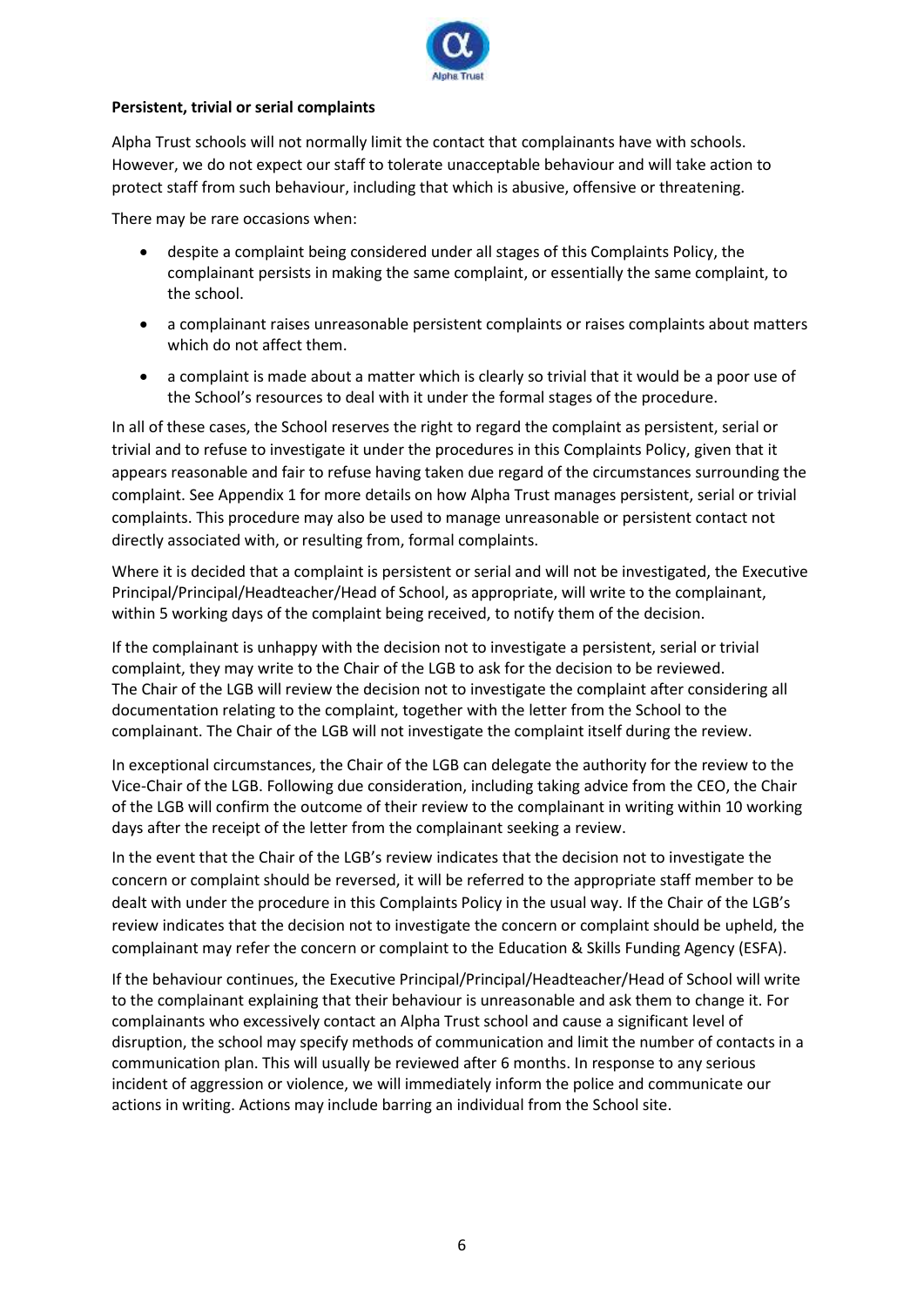**Persistent, trivial or serial complaints**

Alpha Trust schools will not normally limit the contact that complainants have with schools. However, we do not expect our staff to tolerate unacceptable behaviour and will take action to protect staff from such behaviour, including that which is abusive, offensive or threatening.

There may be rare occasions when:

- despite a complaint being considered under all stages of this Complaints Policy, the complainant persists in making the same complaint, or essentially the same complaint, to the school.
- a complainant raises unreasonable persistent complaints or raises complaints about matters which do not affect them.
- a complaint is made about a matter which is clearly so trivial that it would be a poor use of the School's resources to deal with it under the formal stages of the procedure.

In all of these cases, the School reserves the right to regard the complaint as persistent, serial or trivial and to refuse to investigate it under the procedures in this Complaints Policy, given that it appears reasonable and fair to refuse having taken due regard of the circumstances surrounding the complaint. See Appendix 1 for more details on how Alpha Trust manages persistent, serial or trivial complaints. This procedure may also be used to manage unreasonable or persistent contact not directly associated with, or resulting from, formal complaints.

Where it is decided that a complaint is persistent or serial and will not be investigated, the Executive Principal/Principal/Headteacher/Head of School, as appropriate, will write to the complainant, within 5 working days of the complaint being received, to notify them of the decision.

If the complainant is unhappy with the decision not to investigate a persistent, serial or trivial complaint, they may write to the Chair of the LGB to ask for the decision to be reviewed. The Chair of the LGB will review the decision not to investigate the complaint after considering all documentation relating to the complaint, together with the letter from the School to the complainant. The Chair of the LGB will not investigate the complaint itself during the review.

In exceptional circumstances, the Chair of the LGB can delegate the authority for the review to the Vice-Chair of the LGB. Following due consideration, including taking advice from the CEO, the Chair of the LGB will confirm the outcome of their review to the complainant in writing within 10 working days after the receipt of the letter from the complainant seeking a review.

In the event that the Chair of the LGB's review indicates that the decision not to investigate the concern or complaint should be reversed, it will be referred to the appropriate staff member to be dealt with under the procedure in this Complaints Policy in the usual way. If the Chair of the LGB's review indicates that the decision not to investigate the concern or complaint should be upheld, the complainant may refer the concern or complaint to the Education & Skills Funding Agency (ESFA).

If the behaviour continues, the Executive Principal/Principal/Headteacher/Head of School will write to the complainant explaining that their behaviour is unreasonable and ask them to change it. For complainants who excessively contact an Alpha Trust school and cause a significant level of disruption, the school may specify methods of communication and limit the number of contacts in a communication plan. This will usually be reviewed after 6 months. In response to any serious incident of aggression or violence, we will immediately inform the police and communicate our actions in writing. Actions may include barring an individual from the School site.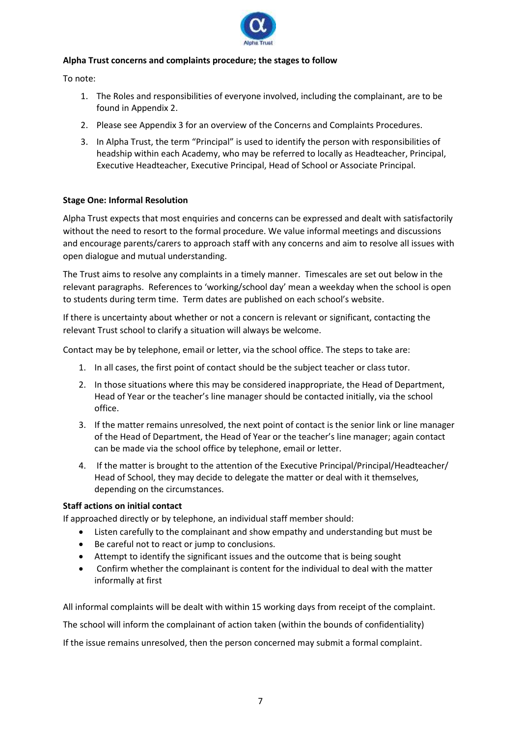**Alpha Trust concerns and complaints procedure; the stages to follow**

To note:

1. The Roles and responsibilities of everyone involved, including the complainant, are to be found in Appendix 2.
2. Please see Appendix 3 for an overview of the Concerns and Complaints Procedures.
3. In Alpha Trust, the term "Principal" is used to identify the person with responsibilities of headship within each Academy, who may be referred to locally as Headteacher, Principal, Executive Headteacher, Executive Principal, Head of School or Associate Principal.

**Stage One: Informal Resolution**

Alpha Trust expects that most enquiries and concerns can be expressed and dealt with satisfactorily without the need to resort to the formal procedure. We value informal meetings and discussions and encourage parents/carers to approach staff with any concerns and aim to resolve all issues with open dialogue and mutual understanding.

The Trust aims to resolve any complaints in a timely manner. Timescales are set out below in the relevant paragraphs. References to 'working/school day' mean a weekday when the school is open to students during term time. Term dates are published on each school's website.

If there is uncertainty about whether or not a concern is relevant or significant, contacting the relevant Trust school to clarify a situation will always be welcome.

Contact may be by telephone, email or letter, via the school office. The steps to take are:

1. In all cases, the first point of contact should be the subject teacher or class tutor.
2. In those situations where this may be considered inappropriate, the Head of Department, Head of Year or the teacher's line manager should be contacted initially, via the school office.
3. If the matter remains unresolved, the next point of contact is the senior link or line manager of the Head of Department, the Head of Year or the teacher's line manager; again contact can be made via the school office by telephone, email or letter.
4. If the matter is brought to the attention of the Executive Principal/Principal/Headteacher/ Head of School, they may decide to delegate the matter or deal with it themselves, depending on the circumstances.

**Staff actions on initial contact**

If approached directly or by telephone, an individual staff member should:

- Listen carefully to the complainant and show empathy and understanding but must be
- Be careful not to react or jump to conclusions.
- Attempt to identify the significant issues and the outcome that is being sought
- Confirm whether the complainant is content for the individual to deal with the matter informally at first

All informal complaints will be dealt with within 15 working days from receipt of the complaint.

The school will inform the complainant of action taken (within the bounds of confidentiality)

If the issue remains unresolved, then the person concerned may submit a formal complaint.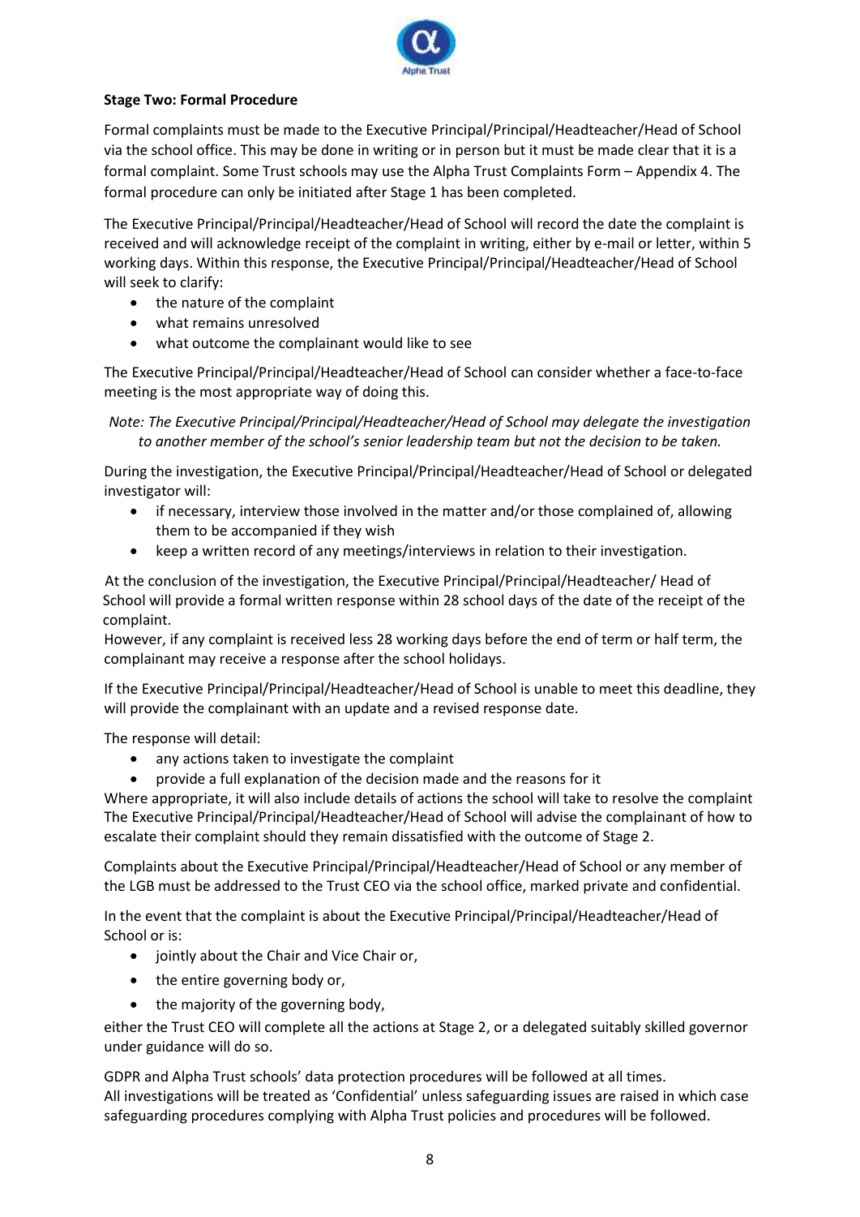**Stage Two: Formal Procedure**

Formal complaints must be made to the Executive Principal/Principal/Headteacher/Head of School via the school office. This may be done in writing or in person but it must be made clear that it is a formal complaint. Some Trust schools may use the Alpha Trust Complaints Form – Appendix 4. The formal procedure can only be initiated after Stage 1 has been completed.

The Executive Principal/Principal/Headteacher/Head of School will record the date the complaint is received and will acknowledge receipt of the complaint in writing, either by e-mail or letter, within 5 working days. Within this response, the Executive Principal/Principal/Headteacher/Head of School will seek to clarify:

- the nature of the complaint
- what remains unresolved
- what outcome the complainant would like to see

The Executive Principal/Principal/Headteacher/Head of School can consider whether a face-to-face meeting is the most appropriate way of doing this.

*Note: The Executive Principal/Principal/Headteacher/Head of School may delegate the investigation to another member of the school's senior leadership team but not the decision to be taken.*

During the investigation, the Executive Principal/Principal/Headteacher/Head of School or delegated investigator will:

- if necessary, interview those involved in the matter and/or those complained of, allowing them to be accompanied if they wish
- keep a written record of any meetings/interviews in relation to their investigation.

At the conclusion of the investigation, the Executive Principal/Principal/Headteacher/ Head of School will provide a formal written response within 28 school days of the date of the receipt of the complaint.
However, if any complaint is received less 28 working days before the end of term or half term, the complainant may receive a response after the school holidays.

If the Executive Principal/Principal/Headteacher/Head of School is unable to meet this deadline, they will provide the complainant with an update and a revised response date.

The response will detail:

- any actions taken to investigate the complaint
- provide a full explanation of the decision made and the reasons for it

Where appropriate, it will also include details of actions the school will take to resolve the complaint
The Executive Principal/Principal/Headteacher/Head of School will advise the complainant of how to escalate their complaint should they remain dissatisfied with the outcome of Stage 2.

Complaints about the Executive Principal/Principal/Headteacher/Head of School or any member of the LGB must be addressed to the Trust CEO via the school office, marked private and confidential.

In the event that the complaint is about the Executive Principal/Principal/Headteacher/Head of School or is:

- jointly about the Chair and Vice Chair or,
- the entire governing body or,
- the majority of the governing body,

either the Trust CEO will complete all the actions at Stage 2, or a delegated suitably skilled governor under guidance will do so.

GDPR and Alpha Trust schools' data protection procedures will be followed at all times.
All investigations will be treated as 'Confidential' unless safeguarding issues are raised in which case safeguarding procedures complying with Alpha Trust policies and procedures will be followed.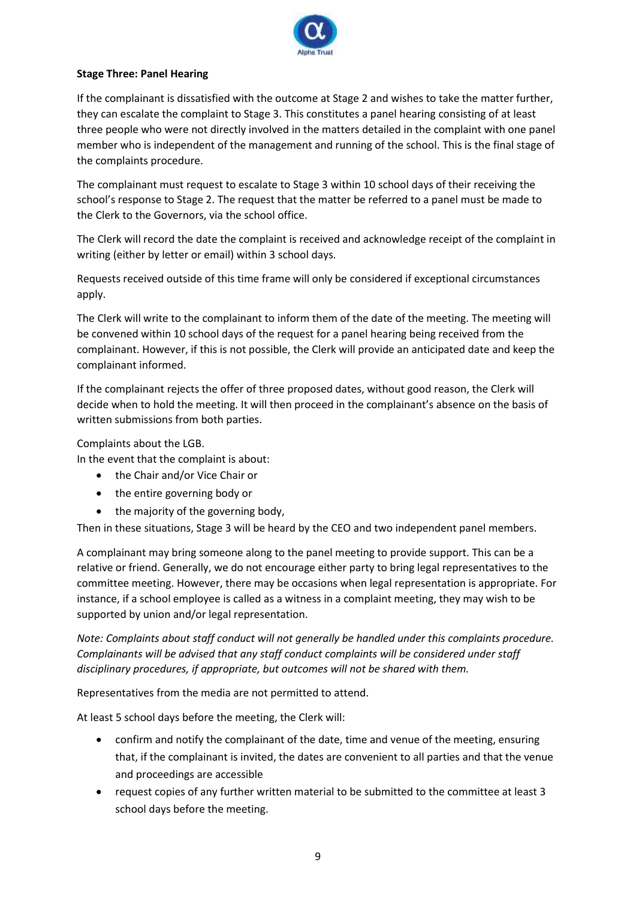**Stage Three: Panel Hearing**

If the complainant is dissatisfied with the outcome at Stage 2 and wishes to take the matter further, they can escalate the complaint to Stage 3. This constitutes a panel hearing consisting of at least three people who were not directly involved in the matters detailed in the complaint with one panel member who is independent of the management and running of the school. This is the final stage of the complaints procedure.

The complainant must request to escalate to Stage 3 within 10 school days of their receiving the school's response to Stage 2. The request that the matter be referred to a panel must be made to the Clerk to the Governors, via the school office.

The Clerk will record the date the complaint is received and acknowledge receipt of the complaint in writing (either by letter or email) within 3 school days.

Requests received outside of this time frame will only be considered if exceptional circumstances apply.

The Clerk will write to the complainant to inform them of the date of the meeting. The meeting will be convened within 10 school days of the request for a panel hearing being received from the complainant. However, if this is not possible, the Clerk will provide an anticipated date and keep the complainant informed.

If the complainant rejects the offer of three proposed dates, without good reason, the Clerk will decide when to hold the meeting. It will then proceed in the complainant's absence on the basis of written submissions from both parties.

Complaints about the LGB.
In the event that the complaint is about:

- the Chair and/or Vice Chair or
- the entire governing body or
- the majority of the governing body,

Then in these situations, Stage 3 will be heard by the CEO and two independent panel members.

A complainant may bring someone along to the panel meeting to provide support. This can be a relative or friend. Generally, we do not encourage either party to bring legal representatives to the committee meeting. However, there may be occasions when legal representation is appropriate. For instance, if a school employee is called as a witness in a complaint meeting, they may wish to be supported by union and/or legal representation.

*Note: Complaints about staff conduct will not generally be handled under this complaints procedure. Complainants will be advised that any staff conduct complaints will be considered under staff disciplinary procedures, if appropriate, but outcomes will not be shared with them.*

Representatives from the media are not permitted to attend.

At least 5 school days before the meeting, the Clerk will:

- confirm and notify the complainant of the date, time and venue of the meeting, ensuring that, if the complainant is invited, the dates are convenient to all parties and that the venue and proceedings are accessible
- request copies of any further written material to be submitted to the committee at least 3 school days before the meeting.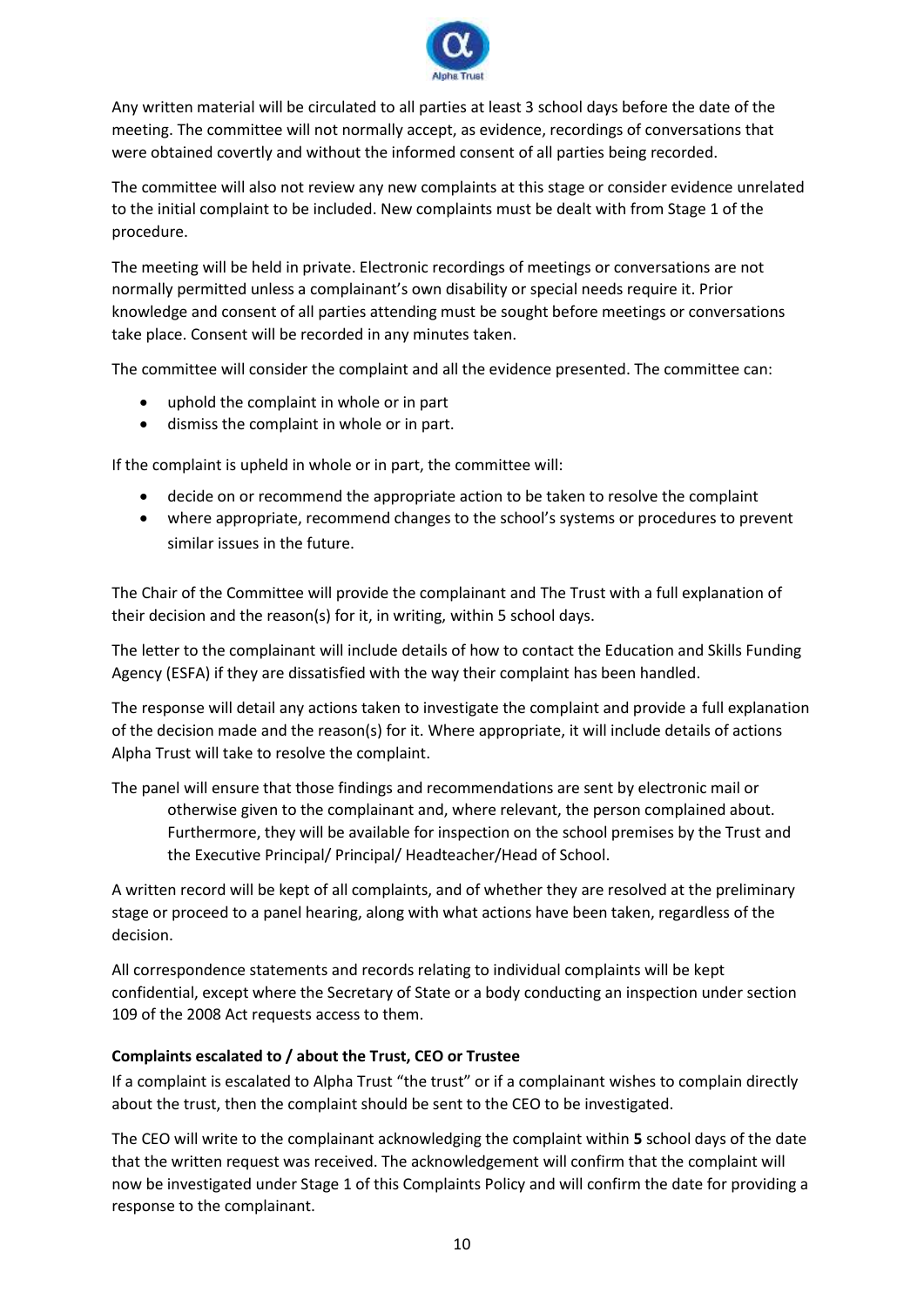Any written material will be circulated to all parties at least 3 school days before the date of the meeting. The committee will not normally accept, as evidence, recordings of conversations that were obtained covertly and without the informed consent of all parties being recorded.

The committee will also not review any new complaints at this stage or consider evidence unrelated to the initial complaint to be included. New complaints must be dealt with from Stage 1 of the procedure.

The meeting will be held in private. Electronic recordings of meetings or conversations are not normally permitted unless a complainant's own disability or special needs require it. Prior knowledge and consent of all parties attending must be sought before meetings or conversations take place. Consent will be recorded in any minutes taken.

The committee will consider the complaint and all the evidence presented. The committee can:

- uphold the complaint in whole or in part
- dismiss the complaint in whole or in part.

If the complaint is upheld in whole or in part, the committee will:

- decide on or recommend the appropriate action to be taken to resolve the complaint
- where appropriate, recommend changes to the school's systems or procedures to prevent similar issues in the future.

The Chair of the Committee will provide the complainant and The Trust with a full explanation of their decision and the reason(s) for it, in writing, within 5 school days.

The letter to the complainant will include details of how to contact the Education and Skills Funding Agency (ESFA) if they are dissatisfied with the way their complaint has been handled.

The response will detail any actions taken to investigate the complaint and provide a full explanation of the decision made and the reason(s) for it. Where appropriate, it will include details of actions Alpha Trust will take to resolve the complaint.

The panel will ensure that those findings and recommendations are sent by electronic mail or otherwise given to the complainant and, where relevant, the person complained about. Furthermore, they will be available for inspection on the school premises by the Trust and the Executive Principal/ Principal/ Headteacher/Head of School.

A written record will be kept of all complaints, and of whether they are resolved at the preliminary stage or proceed to a panel hearing, along with what actions have been taken, regardless of the decision.

All correspondence statements and records relating to individual complaints will be kept confidential, except where the Secretary of State or a body conducting an inspection under section 109 of the 2008 Act requests access to them.

**Complaints escalated to / about the Trust, CEO or Trustee**

If a complaint is escalated to Alpha Trust "the trust" or if a complainant wishes to complain directly about the trust, then the complaint should be sent to the CEO to be investigated.

The CEO will write to the complainant acknowledging the complaint within **5** school days of the date that the written request was received. The acknowledgement will confirm that the complaint will now be investigated under Stage 1 of this Complaints Policy and will confirm the date for providing a response to the complainant.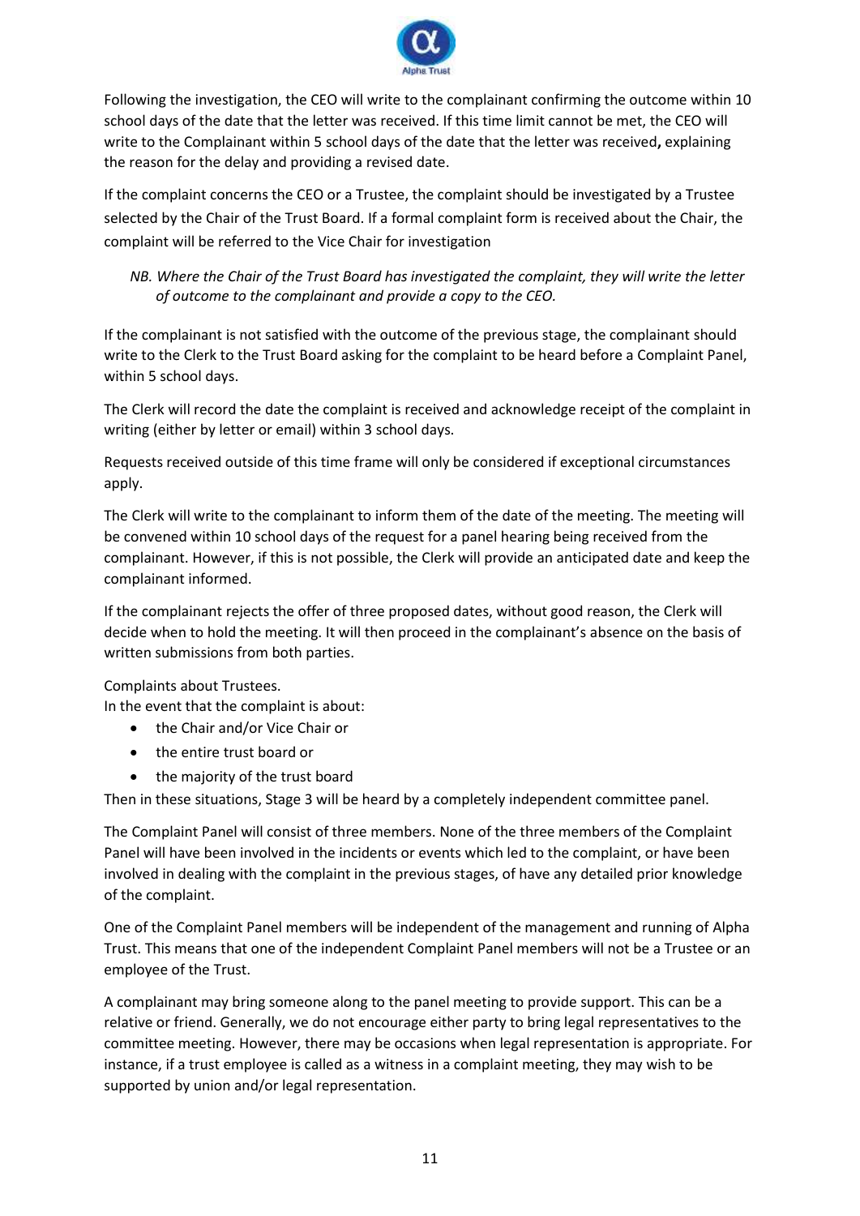Following the investigation, the CEO will write to the complainant confirming the outcome within 10 school days of the date that the letter was received. If this time limit cannot be met, the CEO will write to the Complainant within 5 school days of the date that the letter was received**,** explaining the reason for the delay and providing a revised date.

If the complaint concerns the CEO or a Trustee, the complaint should be investigated by a Trustee selected by the Chair of the Trust Board. If a formal complaint form is received about the Chair, the complaint will be referred to the Vice Chair for investigation

*NB. Where the Chair of the Trust Board has investigated the complaint, they will write the letter of outcome to the complainant and provide a copy to the CEO.*

If the complainant is not satisfied with the outcome of the previous stage, the complainant should write to the Clerk to the Trust Board asking for the complaint to be heard before a Complaint Panel, within 5 school days.

The Clerk will record the date the complaint is received and acknowledge receipt of the complaint in writing (either by letter or email) within 3 school days.

Requests received outside of this time frame will only be considered if exceptional circumstances apply.

The Clerk will write to the complainant to inform them of the date of the meeting. The meeting will be convened within 10 school days of the request for a panel hearing being received from the complainant. However, if this is not possible, the Clerk will provide an anticipated date and keep the complainant informed.

If the complainant rejects the offer of three proposed dates, without good reason, the Clerk will decide when to hold the meeting. It will then proceed in the complainant's absence on the basis of written submissions from both parties.

Complaints about Trustees.
In the event that the complaint is about:

- the Chair and/or Vice Chair or
- the entire trust board or
- the majority of the trust board

Then in these situations, Stage 3 will be heard by a completely independent committee panel.

The Complaint Panel will consist of three members. None of the three members of the Complaint Panel will have been involved in the incidents or events which led to the complaint, or have been involved in dealing with the complaint in the previous stages, of have any detailed prior knowledge of the complaint.

One of the Complaint Panel members will be independent of the management and running of Alpha Trust. This means that one of the independent Complaint Panel members will not be a Trustee or an employee of the Trust.

A complainant may bring someone along to the panel meeting to provide support. This can be a relative or friend. Generally, we do not encourage either party to bring legal representatives to the committee meeting. However, there may be occasions when legal representation is appropriate. For instance, if a trust employee is called as a witness in a complaint meeting, they may wish to be supported by union and/or legal representation.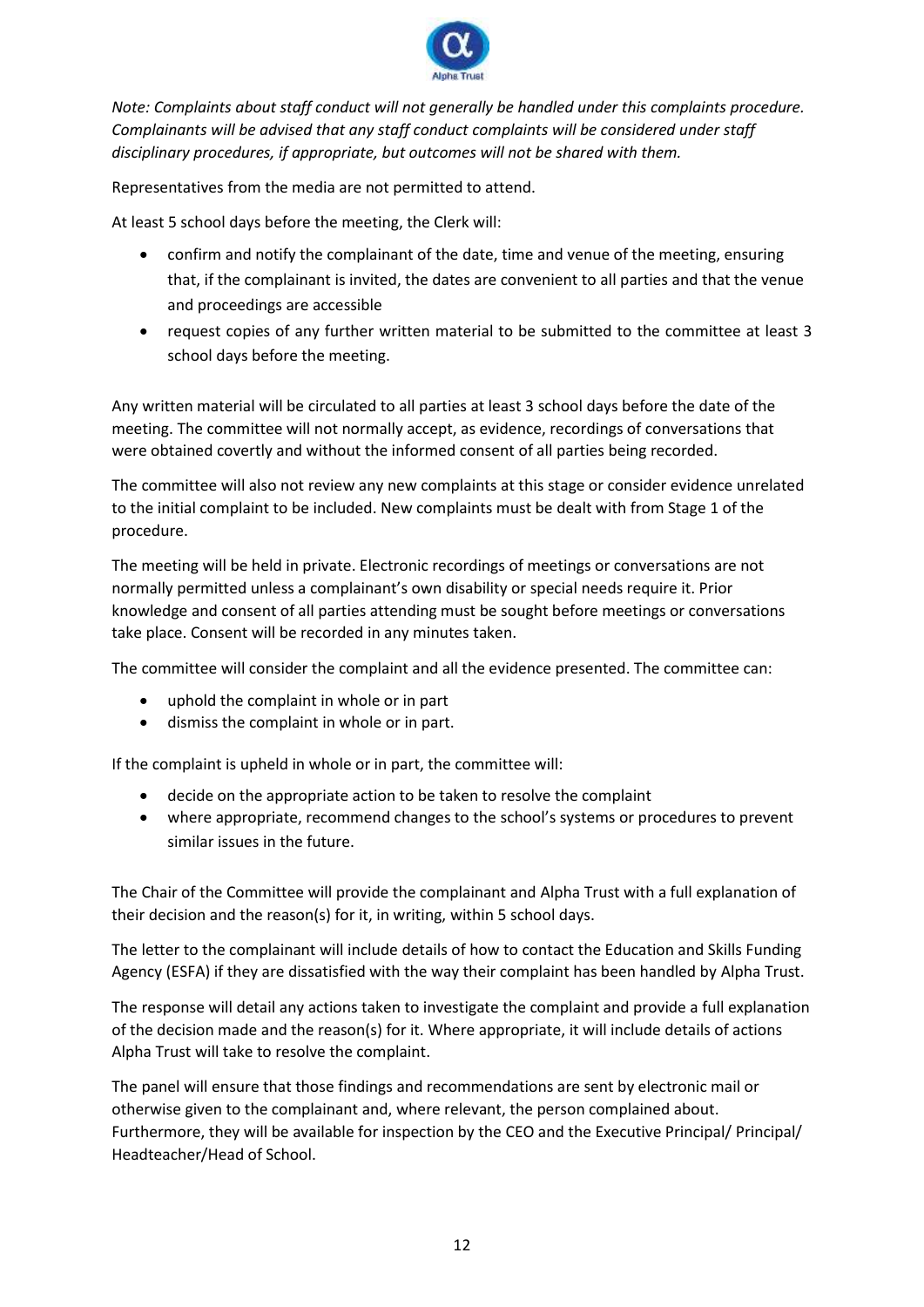*Note: Complaints about staff conduct will not generally be handled under this complaints procedure. Complainants will be advised that any staff conduct complaints will be considered under staff disciplinary procedures, if appropriate, but outcomes will not be shared with them.*

Representatives from the media are not permitted to attend.

At least 5 school days before the meeting, the Clerk will:

- confirm and notify the complainant of the date, time and venue of the meeting, ensuring that, if the complainant is invited, the dates are convenient to all parties and that the venue and proceedings are accessible
- request copies of any further written material to be submitted to the committee at least 3 school days before the meeting.

Any written material will be circulated to all parties at least 3 school days before the date of the meeting. The committee will not normally accept, as evidence, recordings of conversations that were obtained covertly and without the informed consent of all parties being recorded.

The committee will also not review any new complaints at this stage or consider evidence unrelated to the initial complaint to be included. New complaints must be dealt with from Stage 1 of the procedure.

The meeting will be held in private. Electronic recordings of meetings or conversations are not normally permitted unless a complainant's own disability or special needs require it. Prior knowledge and consent of all parties attending must be sought before meetings or conversations take place. Consent will be recorded in any minutes taken.

The committee will consider the complaint and all the evidence presented. The committee can:

- uphold the complaint in whole or in part
- dismiss the complaint in whole or in part.

If the complaint is upheld in whole or in part, the committee will:

- decide on the appropriate action to be taken to resolve the complaint
- where appropriate, recommend changes to the school's systems or procedures to prevent similar issues in the future.

The Chair of the Committee will provide the complainant and Alpha Trust with a full explanation of their decision and the reason(s) for it, in writing, within 5 school days.

The letter to the complainant will include details of how to contact the Education and Skills Funding Agency (ESFA) if they are dissatisfied with the way their complaint has been handled by Alpha Trust.

The response will detail any actions taken to investigate the complaint and provide a full explanation of the decision made and the reason(s) for it. Where appropriate, it will include details of actions Alpha Trust will take to resolve the complaint.

The panel will ensure that those findings and recommendations are sent by electronic mail or otherwise given to the complainant and, where relevant, the person complained about. Furthermore, they will be available for inspection by the CEO and the Executive Principal/ Principal/ Headteacher/Head of School.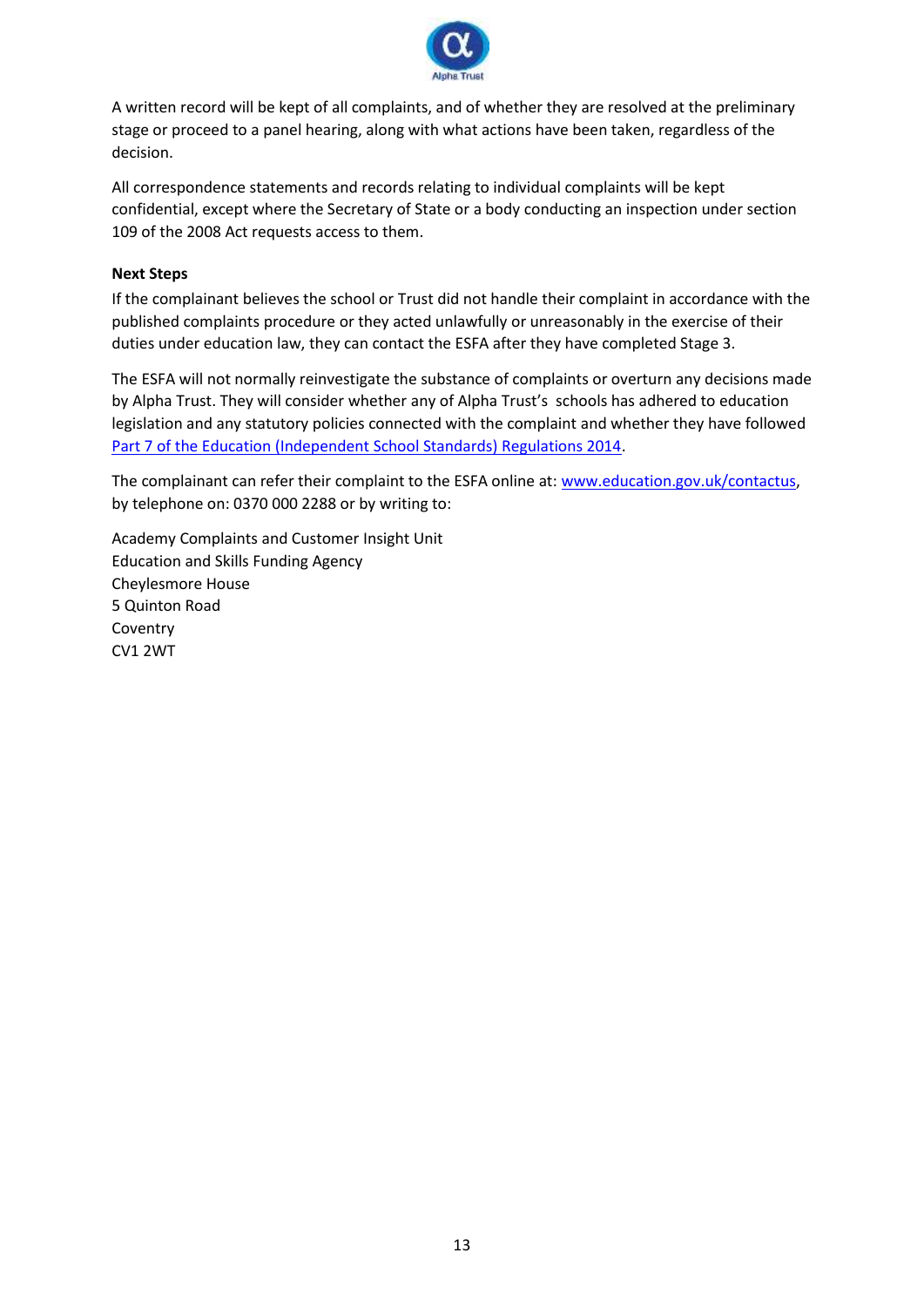A written record will be kept of all complaints, and of whether they are resolved at the preliminary stage or proceed to a panel hearing, along with what actions have been taken, regardless of the decision.

All correspondence statements and records relating to individual complaints will be kept confidential, except where the Secretary of State or a body conducting an inspection under section 109 of the 2008 Act requests access to them.

**Next Steps**

If the complainant believes the school or Trust did not handle their complaint in accordance with the published complaints procedure or they acted unlawfully or unreasonably in the exercise of their duties under education law, they can contact the ESFA after they have completed Stage 3.

The ESFA will not normally reinvestigate the substance of complaints or overturn any decisions made by Alpha Trust. They will consider whether any of Alpha Trust's schools has adhered to education legislation and any statutory policies connected with the complaint and whether they have followed Part 7 of the Education (Independent School Standards) Regulations 2014.

The complainant can refer their complaint to the ESFA online at: www.education.gov.uk/contactus, by telephone on: 0370 000 2288 or by writing to:

Academy Complaints and Customer Insight Unit
Education and Skills Funding Agency
Cheylesmore House
5 Quinton Road
Coventry
CV1 2WT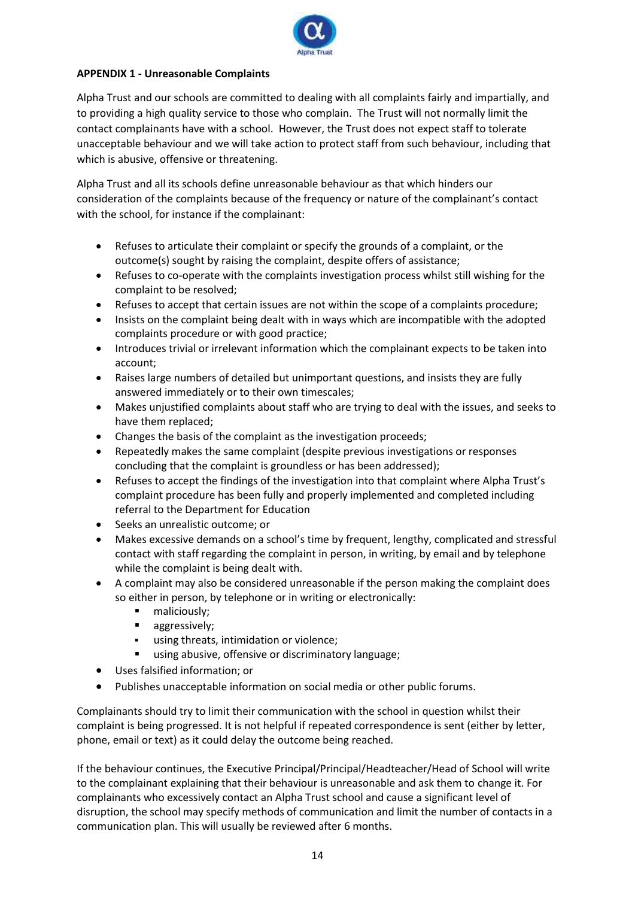**APPENDIX 1 - Unreasonable Complaints**

Alpha Trust and our schools are committed to dealing with all complaints fairly and impartially, and to providing a high quality service to those who complain. The Trust will not normally limit the contact complainants have with a school. However, the Trust does not expect staff to tolerate unacceptable behaviour and we will take action to protect staff from such behaviour, including that which is abusive, offensive or threatening.

Alpha Trust and all its schools define unreasonable behaviour as that which hinders our consideration of the complaints because of the frequency or nature of the complainant's contact with the school, for instance if the complainant:

- Refuses to articulate their complaint or specify the grounds of a complaint, or the outcome(s) sought by raising the complaint, despite offers of assistance;
- Refuses to co-operate with the complaints investigation process whilst still wishing for the complaint to be resolved;
- Refuses to accept that certain issues are not within the scope of a complaints procedure;
- Insists on the complaint being dealt with in ways which are incompatible with the adopted complaints procedure or with good practice;
- Introduces trivial or irrelevant information which the complainant expects to be taken into account;
- Raises large numbers of detailed but unimportant questions, and insists they are fully answered immediately or to their own timescales;
- Makes unjustified complaints about staff who are trying to deal with the issues, and seeks to have them replaced;
- Changes the basis of the complaint as the investigation proceeds;
- Repeatedly makes the same complaint (despite previous investigations or responses concluding that the complaint is groundless or has been addressed);
- Refuses to accept the findings of the investigation into that complaint where Alpha Trust's complaint procedure has been fully and properly implemented and completed including referral to the Department for Education
- Seeks an unrealistic outcome; or
- Makes excessive demands on a school's time by frequent, lengthy, complicated and stressful contact with staff regarding the complaint in person, in writing, by email and by telephone while the complaint is being dealt with.
- A complaint may also be considered unreasonable if the person making the complaint does so either in person, by telephone or in writing or electronically:
  - maliciously;
  - aggressively;
  - using threats, intimidation or violence;
  - using abusive, offensive or discriminatory language;
- Uses falsified information; or
- Publishes unacceptable information on social media or other public forums.

Complainants should try to limit their communication with the school in question whilst their complaint is being progressed. It is not helpful if repeated correspondence is sent (either by letter, phone, email or text) as it could delay the outcome being reached.

If the behaviour continues, the Executive Principal/Principal/Headteacher/Head of School will write to the complainant explaining that their behaviour is unreasonable and ask them to change it. For complainants who excessively contact an Alpha Trust school and cause a significant level of disruption, the school may specify methods of communication and limit the number of contacts in a communication plan. This will usually be reviewed after 6 months.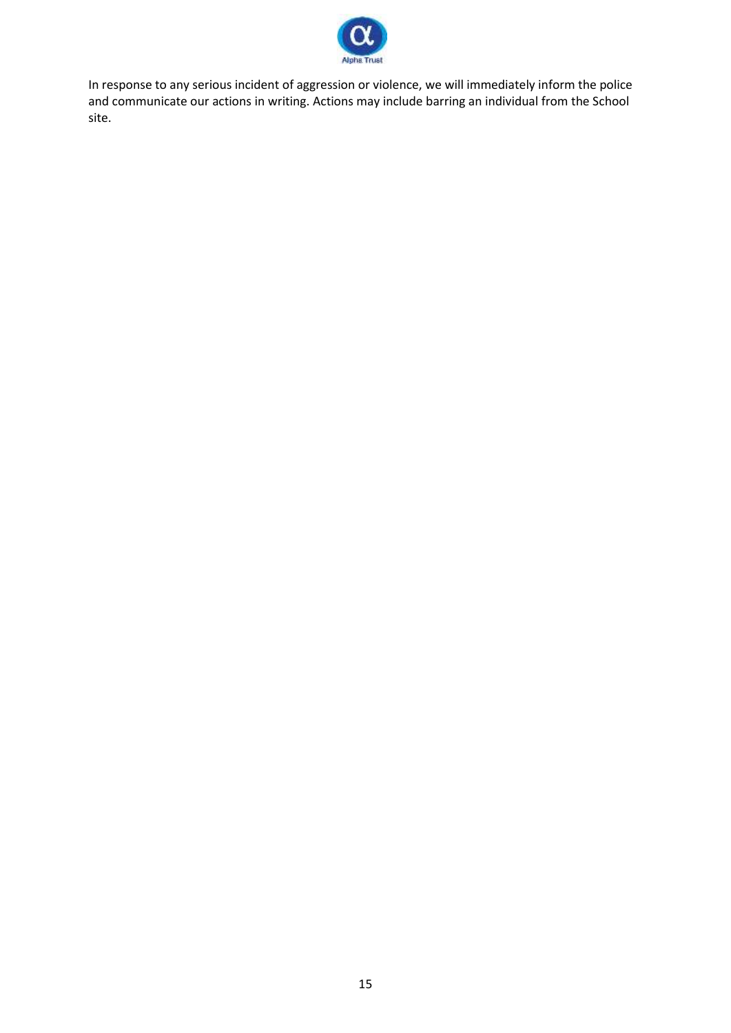In response to any serious incident of aggression or violence, we will immediately inform the police and communicate our actions in writing. Actions may include barring an individual from the School site.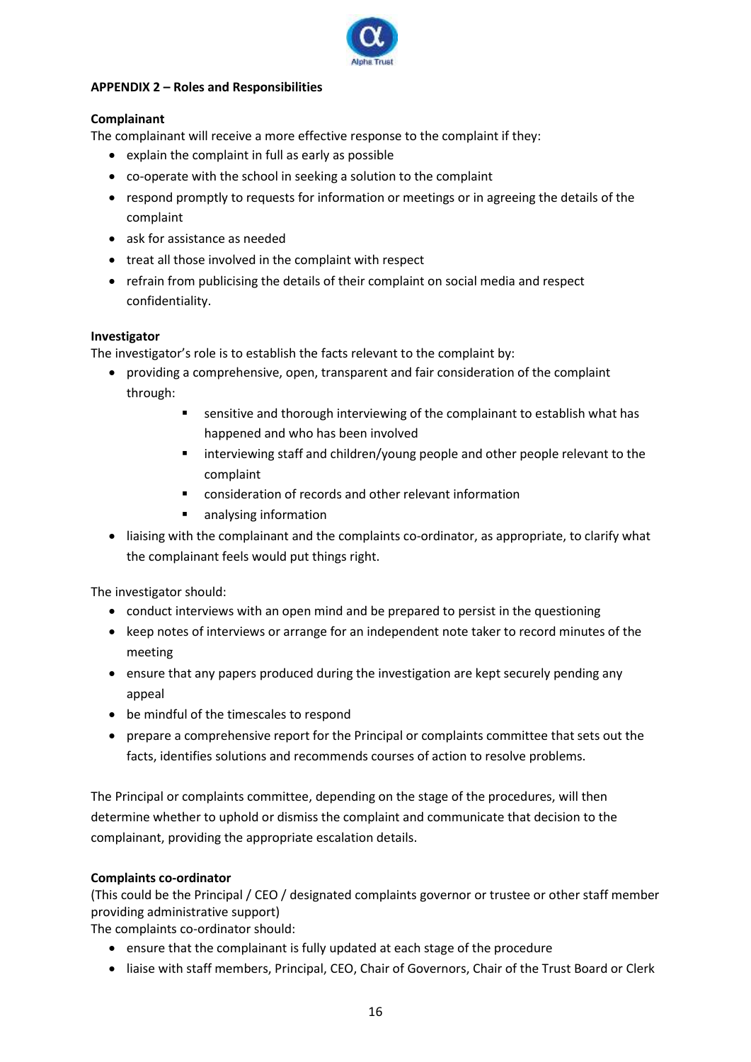**APPENDIX 2 – Roles and Responsibilities**

**Complainant**

The complainant will receive a more effective response to the complaint if they:

- explain the complaint in full as early as possible
- co-operate with the school in seeking a solution to the complaint
- respond promptly to requests for information or meetings or in agreeing the details of the complaint
- ask for assistance as needed
- treat all those involved in the complaint with respect
- refrain from publicising the details of their complaint on social media and respect confidentiality.

**Investigator**

The investigator's role is to establish the facts relevant to the complaint by:

- providing a comprehensive, open, transparent and fair consideration of the complaint through:
    - sensitive and thorough interviewing of the complainant to establish what has happened and who has been involved
    - interviewing staff and children/young people and other people relevant to the complaint
    - consideration of records and other relevant information
    - analysing information
- liaising with the complainant and the complaints co-ordinator, as appropriate, to clarify what the complainant feels would put things right.

The investigator should:

- conduct interviews with an open mind and be prepared to persist in the questioning
- keep notes of interviews or arrange for an independent note taker to record minutes of the meeting
- ensure that any papers produced during the investigation are kept securely pending any appeal
- be mindful of the timescales to respond
- prepare a comprehensive report for the Principal or complaints committee that sets out the facts, identifies solutions and recommends courses of action to resolve problems.

The Principal or complaints committee, depending on the stage of the procedures, will then determine whether to uphold or dismiss the complaint and communicate that decision to the complainant, providing the appropriate escalation details.

**Complaints co-ordinator**

(This could be the Principal / CEO / designated complaints governor or trustee or other staff member providing administrative support)

The complaints co-ordinator should:

- ensure that the complainant is fully updated at each stage of the procedure
- liaise with staff members, Principal, CEO, Chair of Governors, Chair of the Trust Board or Clerk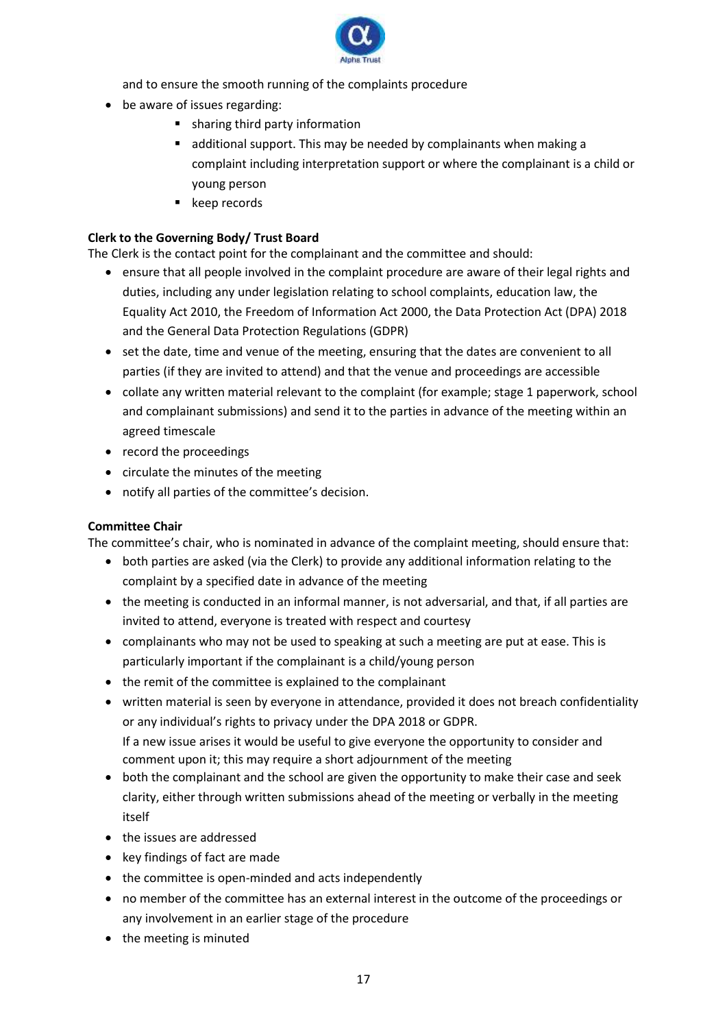and to ensure the smooth running of the complaints procedure

- be aware of issues regarding:
  - sharing third party information
  - additional support. This may be needed by complainants when making a complaint including interpretation support or where the complainant is a child or young person
  - keep records

**Clerk to the Governing Body/ Trust Board**

The Clerk is the contact point for the complainant and the committee and should:

- ensure that all people involved in the complaint procedure are aware of their legal rights and duties, including any under legislation relating to school complaints, education law, the Equality Act 2010, the Freedom of Information Act 2000, the Data Protection Act (DPA) 2018 and the General Data Protection Regulations (GDPR)
- set the date, time and venue of the meeting, ensuring that the dates are convenient to all parties (if they are invited to attend) and that the venue and proceedings are accessible
- collate any written material relevant to the complaint (for example; stage 1 paperwork, school and complainant submissions) and send it to the parties in advance of the meeting within an agreed timescale
- record the proceedings
- circulate the minutes of the meeting
- notify all parties of the committee's decision.

**Committee Chair**

The committee's chair, who is nominated in advance of the complaint meeting, should ensure that:

- both parties are asked (via the Clerk) to provide any additional information relating to the complaint by a specified date in advance of the meeting
- the meeting is conducted in an informal manner, is not adversarial, and that, if all parties are invited to attend, everyone is treated with respect and courtesy
- complainants who may not be used to speaking at such a meeting are put at ease. This is particularly important if the complainant is a child/young person
- the remit of the committee is explained to the complainant
- written material is seen by everyone in attendance, provided it does not breach confidentiality or any individual's rights to privacy under the DPA 2018 or GDPR.

  If a new issue arises it would be useful to give everyone the opportunity to consider and comment upon it; this may require a short adjournment of the meeting
- both the complainant and the school are given the opportunity to make their case and seek clarity, either through written submissions ahead of the meeting or verbally in the meeting itself
- the issues are addressed
- key findings of fact are made
- the committee is open-minded and acts independently
- no member of the committee has an external interest in the outcome of the proceedings or any involvement in an earlier stage of the procedure
- the meeting is minuted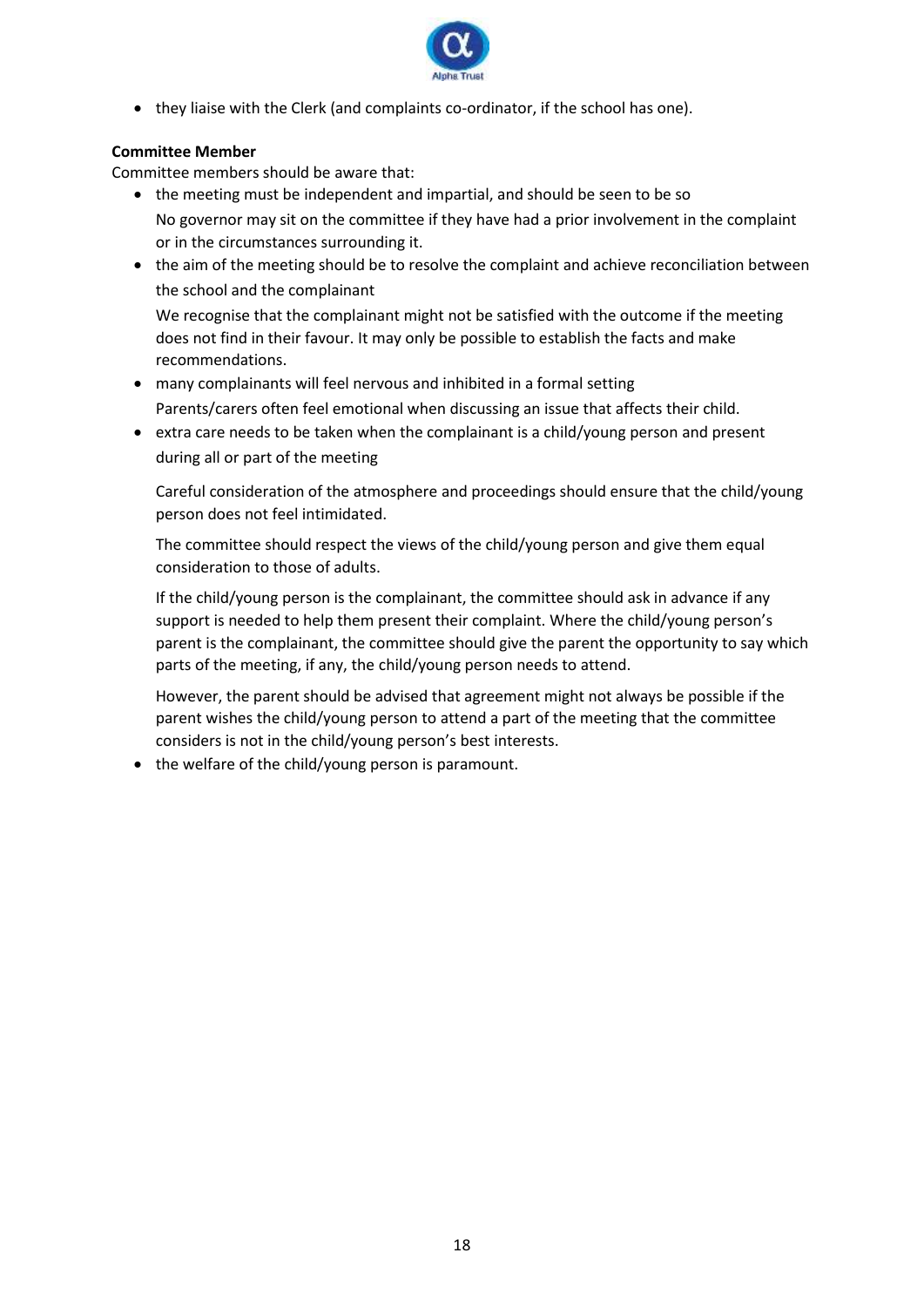- they liaise with the Clerk (and complaints co-ordinator, if the school has one).

**Committee Member**

Committee members should be aware that:

- the meeting must be independent and impartial, and should be seen to be so

  No governor may sit on the committee if they have had a prior involvement in the complaint or in the circumstances surrounding it.

- the aim of the meeting should be to resolve the complaint and achieve reconciliation between the school and the complainant

  We recognise that the complainant might not be satisfied with the outcome if the meeting does not find in their favour. It may only be possible to establish the facts and make recommendations.

- many complainants will feel nervous and inhibited in a formal setting

  Parents/carers often feel emotional when discussing an issue that affects their child.

- extra care needs to be taken when the complainant is a child/young person and present during all or part of the meeting

  Careful consideration of the atmosphere and proceedings should ensure that the child/young person does not feel intimidated.

  The committee should respect the views of the child/young person and give them equal consideration to those of adults.

  If the child/young person is the complainant, the committee should ask in advance if any support is needed to help them present their complaint. Where the child/young person's parent is the complainant, the committee should give the parent the opportunity to say which parts of the meeting, if any, the child/young person needs to attend.

  However, the parent should be advised that agreement might not always be possible if the parent wishes the child/young person to attend a part of the meeting that the committee considers is not in the child/young person's best interests.

- the welfare of the child/young person is paramount.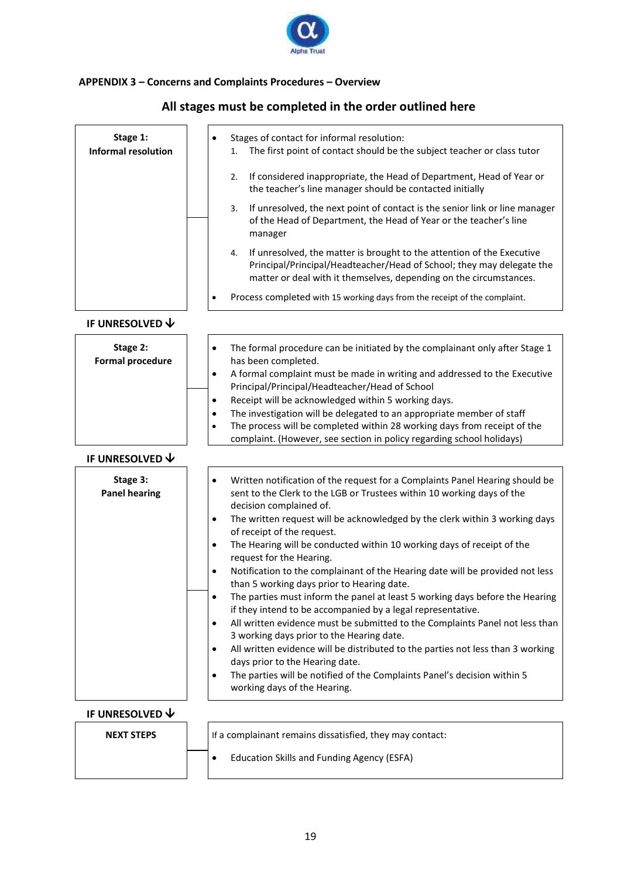## APPENDIX 3 – Concerns and Complaints Procedures – Overview

### All stages must be completed in the order outlined here

**Stage 1: Informal resolution**

- Stages of contact for informal resolution:
  1. The first point of contact should be the subject teacher or class tutor
  2. If considered inappropriate, the Head of Department, Head of Year or the teacher's line manager should be contacted initially
  3. If unresolved, the next point of contact is the senior link or line manager of the Head of Department, the Head of Year or the teacher's line manager
  4. If unresolved, the matter is brought to the attention of the Executive Principal/Principal/Headteacher/Head of School; they may delegate the matter or deal with it themselves, depending on the circumstances.
- Process completed with 15 working days from the receipt of the complaint.

**IF UNRESOLVED ↓**

**Stage 2: Formal procedure**

- The formal procedure can be initiated by the complainant only after Stage 1 has been completed.
- A formal complaint must be made in writing and addressed to the Executive Principal/Principal/Headteacher/Head of School
- Receipt will be acknowledged within 5 working days.
- The investigation will be delegated to an appropriate member of staff
- The process will be completed within 28 working days from receipt of the complaint. (However, see section in policy regarding school holidays)

**IF UNRESOLVED ↓**

**Stage 3: Panel hearing**

- Written notification of the request for a Complaints Panel Hearing should be sent to the Clerk to the LGB or Trustees within 10 working days of the decision complained of.
- The written request will be acknowledged by the clerk within 3 working days of receipt of the request.
- The Hearing will be conducted within 10 working days of receipt of the request for the Hearing.
- Notification to the complainant of the Hearing date will be provided not less than 5 working days prior to Hearing date.
- The parties must inform the panel at least 5 working days before the Hearing if they intend to be accompanied by a legal representative.
- All written evidence must be submitted to the Complaints Panel not less than 3 working days prior to the Hearing date.
- All written evidence will be distributed to the parties not less than 3 working days prior to the Hearing date.
- The parties will be notified of the Complaints Panel's decision within 5 working days of the Hearing.

**IF UNRESOLVED ↓**

**NEXT STEPS**

If a complainant remains dissatisfied, they may contact:

- Education Skills and Funding Agency (ESFA)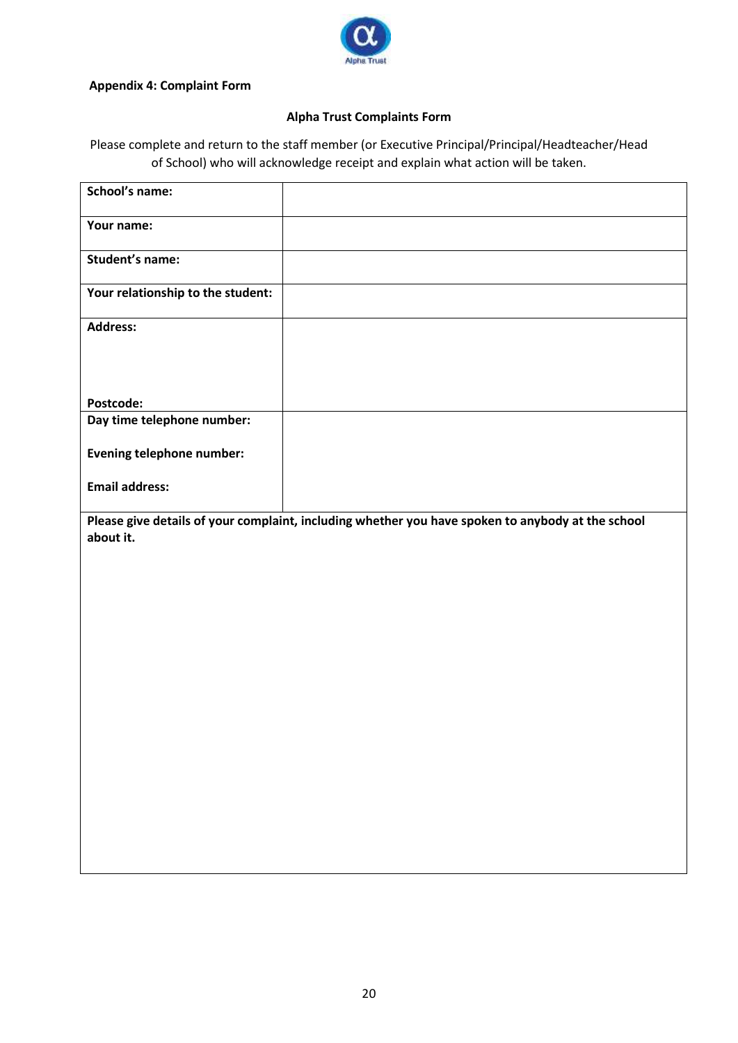**Appendix 4: Complaint Form**

**Alpha Trust Complaints Form**

Please complete and return to the staff member (or Executive Principal/Principal/Headteacher/Head of School) who will acknowledge receipt and explain what action will be taken.

| | |
|---|---|
| **School's name:** | |
| **Your name:** | |
| **Student's name:** | |
| **Your relationship to the student:** | |
| **Address:**<br><br><br><br>**Postcode:** | |
| **Day time telephone number:**<br><br>**Evening telephone number:**<br><br>**Email address:** | |
| **Please give details of your complaint, including whether you have spoken to anybody at the school about it.** | |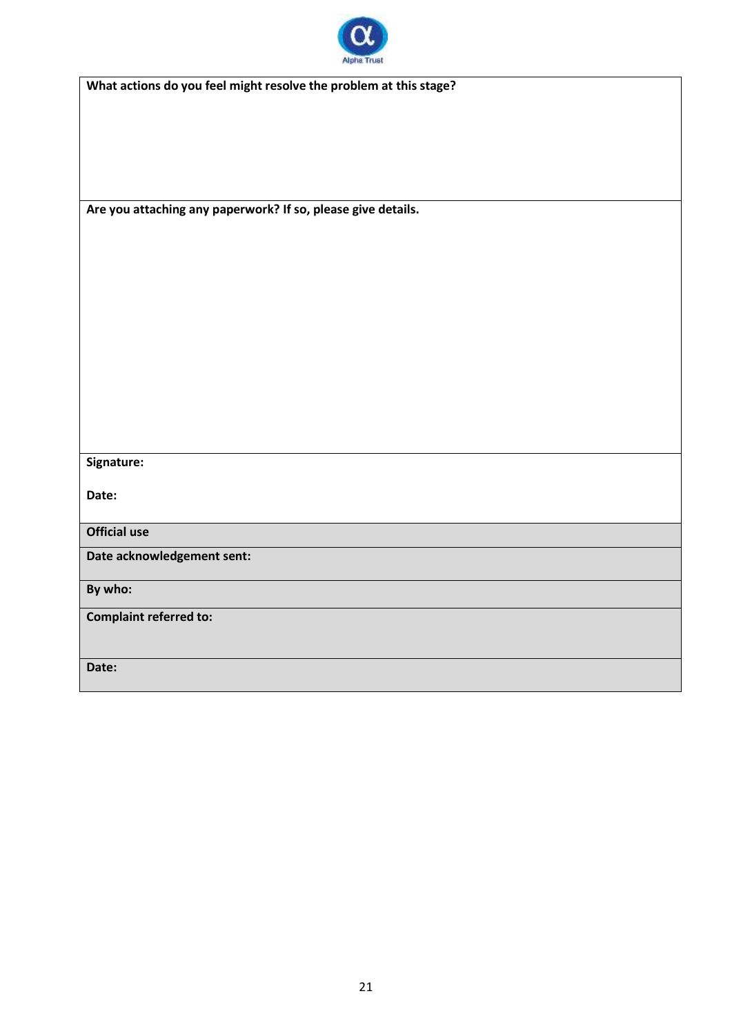| |
|---|
| **What actions do you feel might resolve the problem at this stage?** |
| **Are you attaching any paperwork? If so, please give details.** |
| **Signature:**<br><br>**Date:** |
| **Official use** |
| **Date acknowledgement sent:** |
| **By who:** |
| **Complaint referred to:** |
| **Date:** |